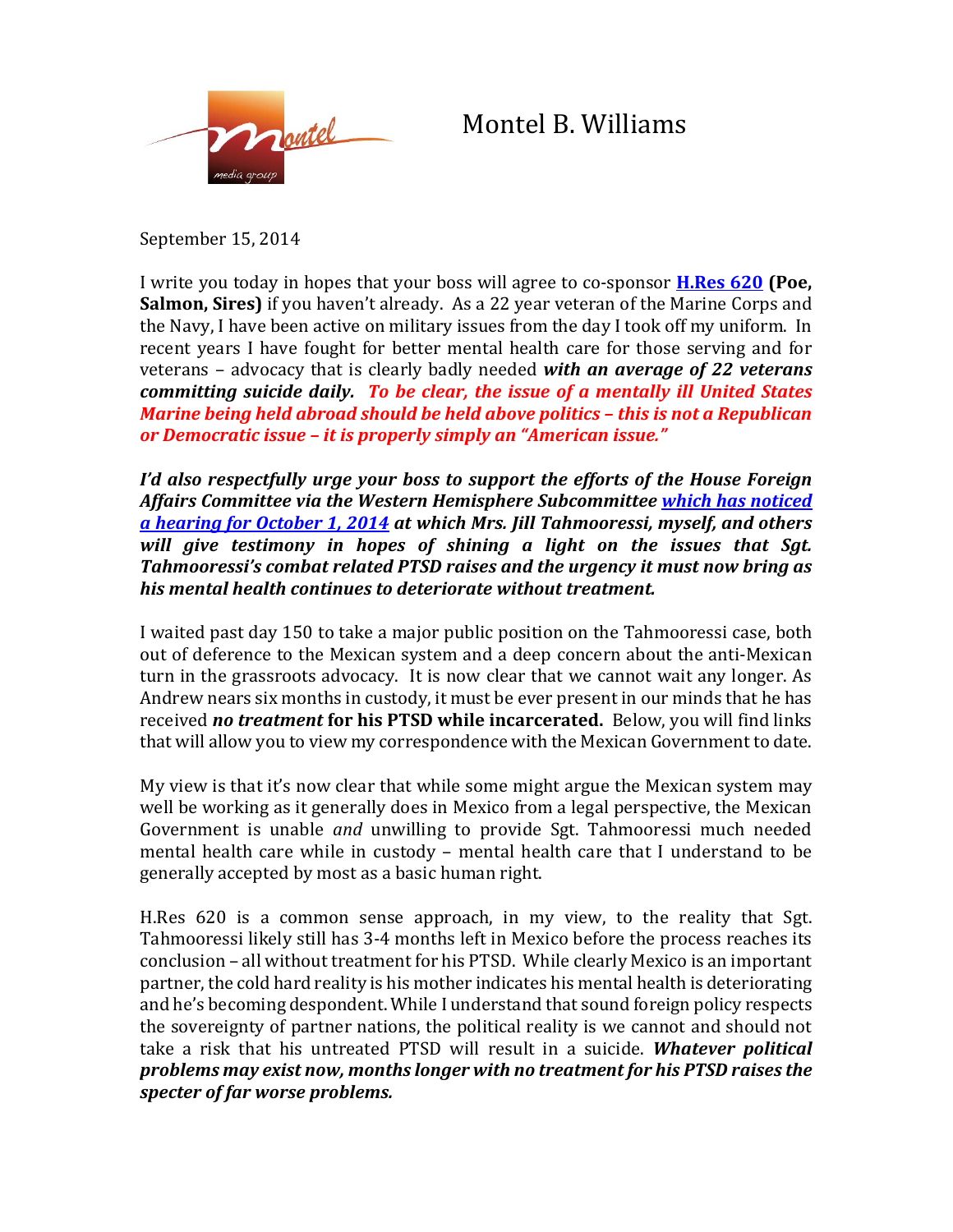# Montel B. Williams

September 15, 2014

I write you today in hopes that your boss will agree to co-sponsor **H.Res 620** **(Poe, Salmon, Sires)** if you haven't already. As a 22 year veteran of the Marine Corps and the Navy, I have been active on military issues from the day I took off my uniform. In recent years I have fought for better mental health care for those serving and for veterans – advocacy that is clearly badly needed ***with an average of 22 veterans committing suicide daily.*** ***To be clear, the issue of a mentally ill United States Marine being held abroad should be held above politics – this is not a Republican or Democratic issue – it is properly simply an "American issue."***

***I'd also respectfully urge your boss to support the efforts of the House Foreign Affairs Committee via the Western Hemisphere Subcommittee which has noticed a hearing for October 1, 2014 at which Mrs. Jill Tahmooressi, myself, and others will give testimony in hopes of shining a light on the issues that Sgt. Tahmooressi's combat related PTSD raises and the urgency it must now bring as his mental health continues to deteriorate without treatment.***

I waited past day 150 to take a major public position on the Tahmooressi case, both out of deference to the Mexican system and a deep concern about the anti-Mexican turn in the grassroots advocacy. It is now clear that we cannot wait any longer. As Andrew nears six months in custody, it must be ever present in our minds that he has received ***no treatment*** **for his PTSD while incarcerated.** Below, you will find links that will allow you to view my correspondence with the Mexican Government to date.

My view is that it's now clear that while some might argue the Mexican system may well be working as it generally does in Mexico from a legal perspective, the Mexican Government is unable *and* unwilling to provide Sgt. Tahmooressi much needed mental health care while in custody – mental health care that I understand to be generally accepted by most as a basic human right.

H.Res 620 is a common sense approach, in my view, to the reality that Sgt. Tahmooressi likely still has 3-4 months left in Mexico before the process reaches its conclusion – all without treatment for his PTSD. While clearly Mexico is an important partner, the cold hard reality is his mother indicates his mental health is deteriorating and he's becoming despondent. While I understand that sound foreign policy respects the sovereignty of partner nations, the political reality is we cannot and should not take a risk that his untreated PTSD will result in a suicide. ***Whatever political problems may exist now, months longer with no treatment for his PTSD raises the specter of far worse problems.***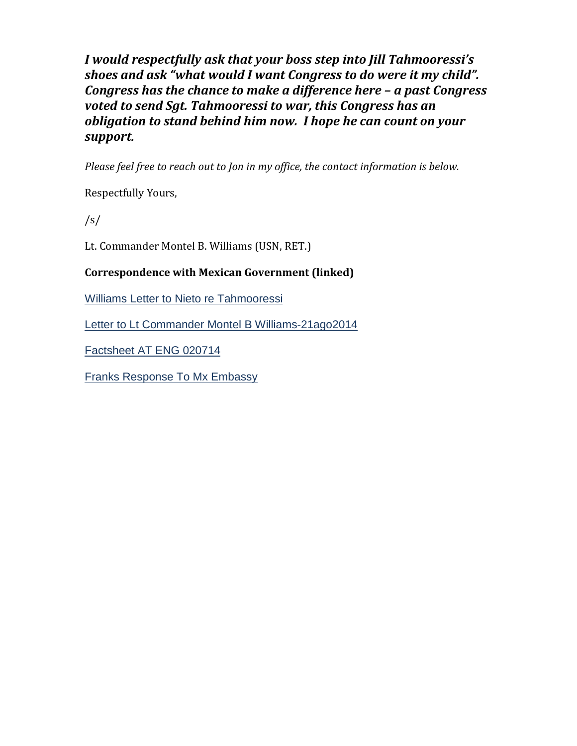***I would respectfully ask that your boss step into Jill Tahmooressi's shoes and ask "what would I want Congress to do were it my child". Congress has the chance to make a difference here – a past Congress voted to send Sgt. Tahmooressi to war, this Congress has an obligation to stand behind him now. I hope he can count on your support.***

*Please feel free to reach out to Jon in my office, the contact information is below.*

Respectfully Yours,

/s/

Lt. Commander Montel B. Williams (USN, RET.)

**Correspondence with Mexican Government (linked)**

Williams Letter to Nieto re Tahmooressi

Letter to Lt Commander Montel B Williams-21ago2014

Factsheet AT ENG 020714

Franks Response To Mx Embassy